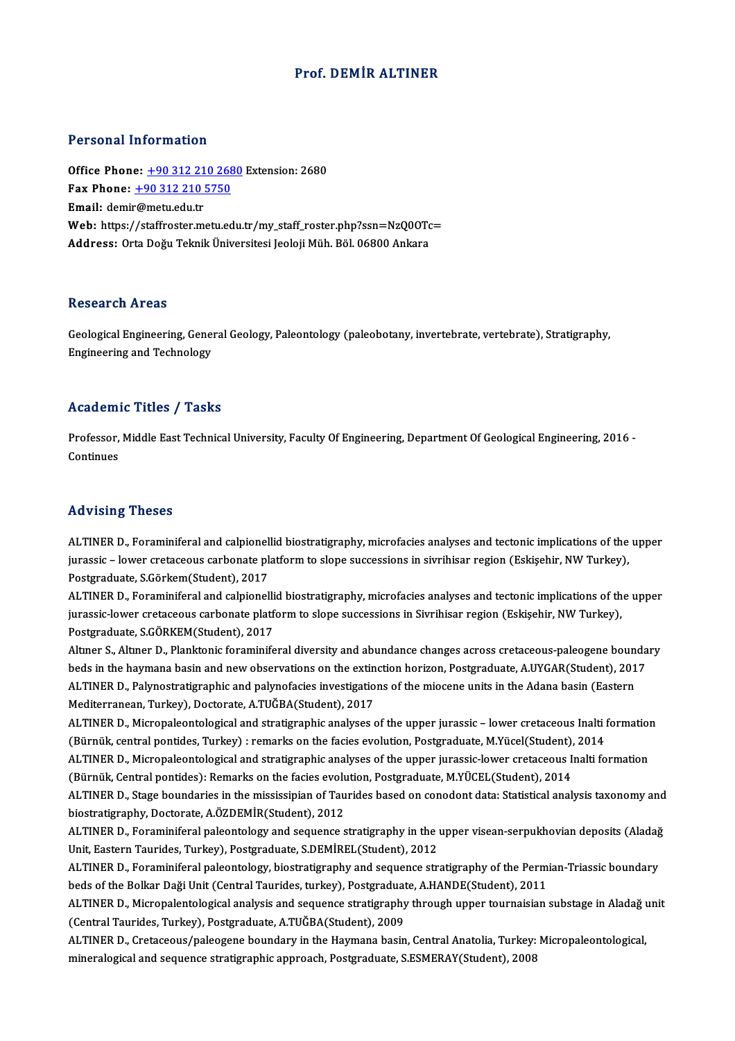# Prof. DEMİR ALTINER

## Personal Information

**Office Phone:** +90 312 210 2680 Extension: 2680
**Fax Phone:** +90 312 210 5750
**Email:** demir@metu.edu.tr
**Web:** https://staffroster.metu.edu.tr/my_staff_roster.php?ssn=NzQ0OTc=
**Address:** Orta Doğu Teknik Üniversitesi Jeoloji Müh. Böl. 06800 Ankara

## Research Areas

Geological Engineering, General Geology, Paleontology (paleobotany, invertebrate, vertebrate), Stratigraphy, Engineering and Technology

## Academic Titles / Tasks

Professor, Middle East Technical University, Faculty Of Engineering, Department Of Geological Engineering, 2016 - Continues

## Advising Theses

ALTINER D., Foraminiferal and calpionellid biostratigraphy, microfacies analyses and tectonic implications of the upper jurassic – lower cretaceous carbonate platform to slope successions in sivrihisar region (Eskişehir, NW Turkey), Postgraduate, S.Görkem(Student), 2017

ALTINER D., Foraminiferal and calpionellid biostratigraphy, microfacies analyses and tectonic implications of the upper jurassic-lower cretaceous carbonate platform to slope successions in Sivrihisar region (Eskişehir, NW Turkey), Postgraduate, S.GÖRKEM(Student), 2017

Altıner S., Altıner D., Planktonic foraminiferal diversity and abundance changes across cretaceous-paleogene boundary beds in the haymana basin and new observations on the extinction horizon, Postgraduate, A.UYGAR(Student), 2017

ALTINER D., Palynostratigraphic and palynofacies investigations of the miocene units in the Adana basin (Eastern Mediterranean, Turkey), Doctorate, A.TUĞBA(Student), 2017

ALTINER D., Micropaleontological and stratigraphic analyses of the upper jurassic – lower cretaceous Inalti formation (Bürnük, central pontides, Turkey) : remarks on the facies evolution, Postgraduate, M.Yücel(Student), 2014

ALTINER D., Micropaleontological and stratigraphic analyses of the upper jurassic-lower cretaceous Inalti formation (Bürnük, Central pontides): Remarks on the facies evolution, Postgraduate, M.YÜCEL(Student), 2014

ALTINER D., Stage boundaries in the mississipian of Taurides based on conodont data: Statistical analysis taxonomy and biostratigraphy, Doctorate, A.ÖZDEMİR(Student), 2012

ALTINER D., Foraminiferal paleontology and sequence stratigraphy in the upper visean-serpukhovian deposits (Aladağ Unit, Eastern Taurides, Turkey), Postgraduate, S.DEMİREL(Student), 2012

ALTINER D., Foraminiferal paleontology, biostratigraphy and sequence stratigraphy of the Permian-Triassic boundary beds of the Bolkar Daği Unit (Central Taurides, turkey), Postgraduate, A.HANDE(Student), 2011

ALTINER D., Micropalentological analysis and sequence stratigraphy through upper tournaisian substage in Aladağ unit (Central Taurides, Turkey), Postgraduate, A.TUĞBA(Student), 2009

ALTINER D., Cretaceous/paleogene boundary in the Haymana basin, Central Anatolia, Turkey: Micropaleontological, mineralogical and sequence stratigraphic approach, Postgraduate, S.ESMERAY(Student), 2008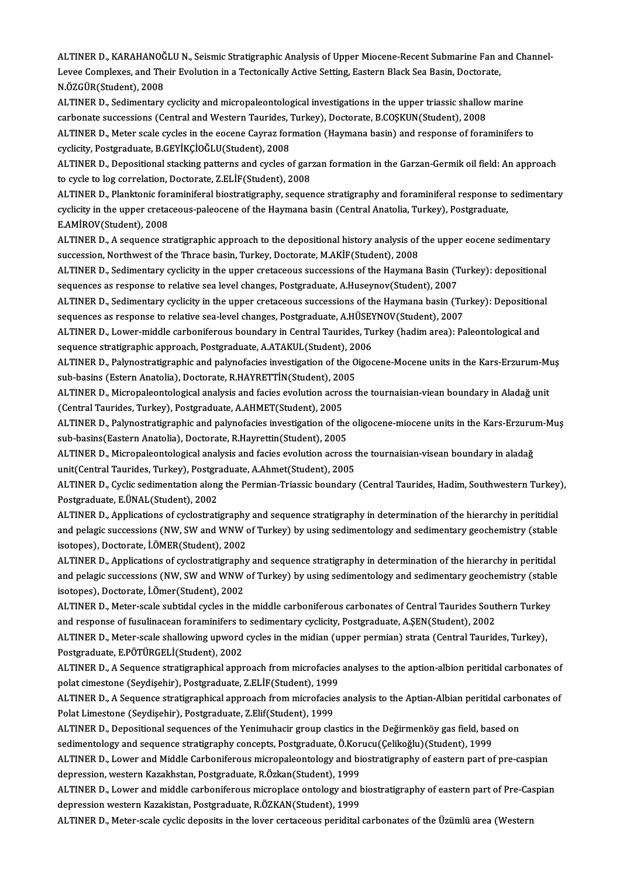ALTINER D., KARAHANOĞLU N., Seismic Stratigraphic Analysis of Upper Miocene-Recent Submarine Fan and Channel-Levee Complexes, and Their Evolution in a Tectonically Active Setting, Eastern Black Sea Basin, Doctorate, N.ÖZGÜR(Student), 2008

ALTINER D., Sedimentary cyclicity and micropaleontological investigations in the upper triassic shallow marine carbonate successions (Central and Western Taurides, Turkey), Doctorate, B.COŞKUN(Student), 2008

ALTINER D., Meter scale cycles in the eocene Cayraz formation (Haymana basin) and response of foraminifers to cyclicity, Postgraduate, B.GEYİKÇİOĞLU(Student), 2008

ALTINER D., Depositional stacking patterns and cycles of garzan formation in the Garzan-Germik oil field: An approach to cycle to log correlation, Doctorate, Z.ELİF(Student), 2008

ALTINER D., Planktonic foraminiferal biostratigraphy, sequence stratigraphy and foraminiferal response to sedimentary cyclicity in the upper cretaceous-paleocene of the Haymana basin (Central Anatolia, Turkey), Postgraduate, E.AMİROV(Student), 2008

ALTINER D., A sequence stratigraphic approach to the depositional history analysis of the upper eocene sedimentary succession, Northwest of the Thrace basin, Turkey, Doctorate, M.AKİF(Student), 2008

ALTINER D., Sedimentary cyclicity in the upper cretaceous successions of the Haymana Basin (Turkey): depositional sequences as response to relative sea level changes, Postgraduate, A.Huseynov(Student), 2007

ALTINER D., Sedimentary cyclicity in the upper cretaceous successions of the Haymana basin (Turkey): Depositional sequences as response to relative sea-level changes, Postgraduate, A.HÜSEYNOV(Student), 2007

ALTINER D., Lower-middle carboniferous boundary in Central Taurides, Turkey (hadim area): Paleontological and sequence stratigraphic approach, Postgraduate, A.ATAKUL(Student), 2006

ALTINER D., Palynostratigraphic and palynofacies investigation of the Oigocene-Mocene units in the Kars-Erzurum-Muş sub-basins (Estern Anatolia), Doctorate, R.HAYRETTİN(Student), 2005

ALTINER D., Micropaleontological analysis and facies evolution across the tournaisian-viean boundary in Aladağ unit (Central Taurides, Turkey), Postgraduate, A.AHMET(Student), 2005

ALTINER D., Palynostratigraphic and palynofacies investigation of the oligocene-miocene units in the Kars-Erzurum-Muş sub-basins(Eastern Anatolia), Doctorate, R.Hayrettin(Student), 2005

ALTINER D., Micropaleontological analysis and facies evolution across the tournaisian-visean boundary in aladağ unit(Central Taurides, Turkey), Postgraduate, A.Ahmet(Student), 2005

ALTINER D., Cyclic sedimentation along the Permian-Triassic boundary (Central Taurides, Hadim, Southwestern Turkey), Postgraduate, E.ÜNAL(Student), 2002

ALTINER D., Applications of cyclostratigraphy and sequence stratigraphy in determination of the hierarchy in peritidial and pelagic successions (NW, SW and WNW of Turkey) by using sedimentology and sedimentary geochemistry (stable isotopes), Doctorate, İ.ÖMER(Student), 2002

ALTINER D., Applications of cyclostratigraphy and sequence stratigraphy in determination of the hierarchy in peritidal and pelagic successions (NW, SW and WNW of Turkey) by using sedimentology and sedimentary geochemistry (stable isotopes), Doctorate, İ.Ömer(Student), 2002

ALTINER D., Meter-scale subtidal cycles in the middle carboniferous carbonates of Central Taurides Southern Turkey and response of fusulinacean foraminifers to sedimentary cyclicity, Postgraduate, A.ŞEN(Student), 2002

ALTINER D., Meter-scale shallowing upword cycles in the midian (upper permian) strata (Central Taurides, Turkey), Postgraduate, E.PÖTÜRGELİ(Student), 2002

ALTINER D., A Sequence stratigraphical approach from microfacies analyses to the aption-albion peritidal carbonates of polat cimestone (Seydişehir), Postgraduate, Z.ELİF(Student), 1999

ALTINER D., A Sequence stratigraphical approach from microfacies analysis to the Aptian-Albian peritidal carbonates of Polat Limestone (Seydişehir), Postgraduate, Z.Elif(Student), 1999

ALTINER D., Depositional sequences of the Yenimuhacir group clastics in the Değirmenköy gas field, based on sedimentology and sequence stratigraphy concepts, Postgraduate, Ö.Korucu(Çelikoğlu)(Student), 1999

ALTINER D., Lower and Middle Carboniferous micropaleontology and biostratigraphy of eastern part of pre-caspian depression, western Kazakhstan, Postgraduate, R.Özkan(Student), 1999

ALTINER D., Lower and middle carboniferous microplace ontology and biostratigraphy of eastern part of Pre-Caspian depression western Kazakistan, Postgraduate, R.ÖZKAN(Student), 1999

ALTINER D., Meter-scale cyclic deposits in the lover certaceous peridital carbonates of the Üzümlü area (Western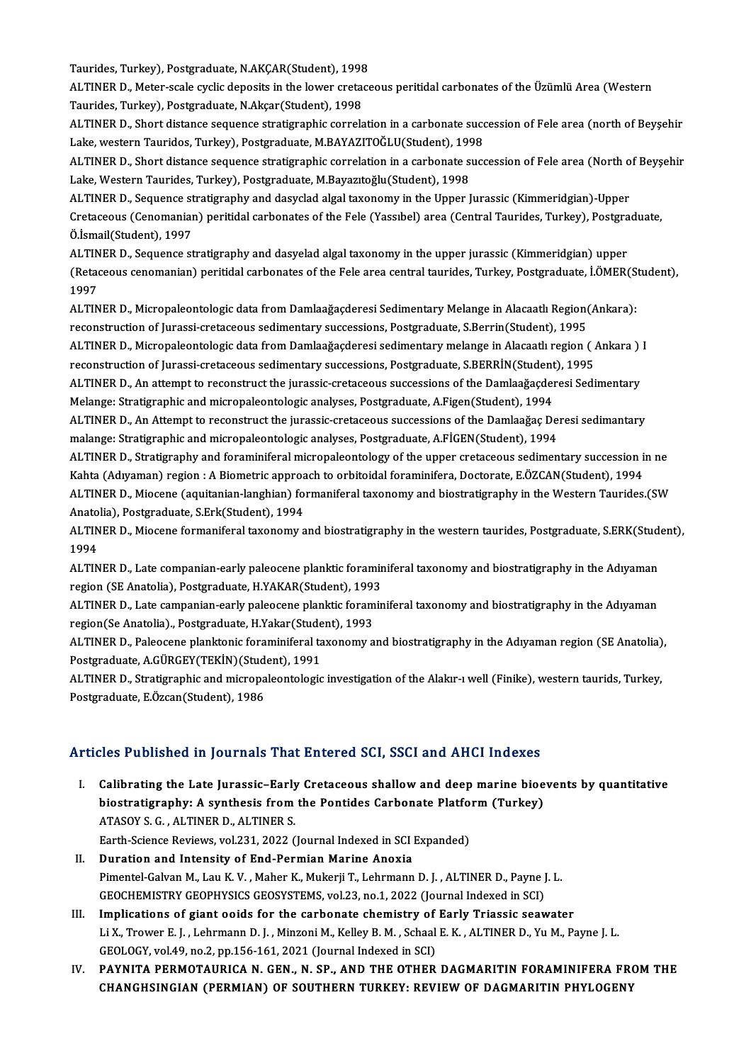Taurides, Turkey), Postgraduate, N.AKÇAR(Student), 1998

ALTINER D., Meter-scale cyclic deposits in the lower cretaceous peritidal carbonates of the Üzümlü Area (Western Taurides, Turkey), Postgraduate, N.Akçar(Student), 1998

ALTINER D., Short distance sequence stratigraphic correlation in a carbonate succession of Fele area (north of Beyşehir Lake, western Tauridos, Turkey), Postgraduate, M.BAYAZITOĞLU(Student), 1998

ALTINER D., Short distance sequence stratigraphic correlation in a carbonate succession of Fele area (North of Beyşehir Lake, Western Taurides, Turkey), Postgraduate, M.Bayazıtoğlu(Student), 1998

ALTINER D., Sequence stratigraphy and dasyclad algal taxonomy in the Upper Jurassic (Kimmeridgian)-Upper Cretaceous (Cenomanian) peritidal carbonates of the Fele (Yassıbel) area (Central Taurides, Turkey), Postgraduate, Ö.İsmail(Student), 1997

ALTINER D., Sequence stratigraphy and dasyelad algal taxonomy in the upper jurassic (Kimmeridgian) upper (Retaceous cenomanian) peritidal carbonates of the Fele area central taurides, Turkey, Postgraduate, İ.ÖMER(Student), 1997

ALTINER D., Micropaleontologic data from Damlaağaçderesi Sedimentary Melange in Alacaatlı Region(Ankara): reconstruction of Jurassi-cretaceous sedimentary successions, Postgraduate, S.Berrin(Student), 1995

ALTINER D., Micropaleontologic data from Damlaağaçderesi sedimentary melange in Alacaatlı region ( Ankara ) I reconstruction of Jurassi-cretaceous sedimentary successions, Postgraduate, S.BERRİN(Student), 1995

ALTINER D., An attempt to reconstruct the jurassic-cretaceous successions of the Damlaağaçderesi Sedimentary Melange: Stratigraphic and micropaleontologic analyses, Postgraduate, A.Figen(Student), 1994

ALTINER D., An Attempt to reconstruct the jurassic-cretaceous successions of the Damlaağaç Deresi sedimantary malange: Stratigraphic and micropaleontologic analyses, Postgraduate, A.FİGEN(Student), 1994

ALTINER D., Stratigraphy and foraminiferal micropaleontology of the upper cretaceous sedimentary succession in ne Kahta (Adıyaman) region : A Biometric approach to orbitoidal foraminifera, Doctorate, E.ÖZCAN(Student), 1994

ALTINER D., Miocene (aquitanian-langhian) formaniferal taxonomy and biostratigraphy in the Western Taurides.(SW Anatolia), Postgraduate, S.Erk(Student), 1994

ALTINER D., Miocene formaniferal taxonomy and biostratigraphy in the western taurides, Postgraduate, S.ERK(Student), 1994

ALTINER D., Late companian-early paleocene planktic foraminiferal taxonomy and biostratigraphy in the Adıyaman region (SE Anatolia), Postgraduate, H.YAKAR(Student), 1993

ALTINER D., Late campanian-early paleocene planktic foraminiferal taxonomy and biostratigraphy in the Adıyaman region(Se Anatolia)., Postgraduate, H.Yakar(Student), 1993

ALTINER D., Paleocene planktonic foraminiferal taxonomy and biostratigraphy in the Adıyaman region (SE Anatolia), Postgraduate, A.GÜRGEY(TEKİN)(Student), 1991

ALTINER D., Stratigraphic and micropaleontologic investigation of the Alakır-ı well (Finike), western taurids, Turkey, Postgraduate, E.Özcan(Student), 1986

## Articles Published in Journals That Entered SCI, SSCI and AHCI Indexes

I. **Calibrating the Late Jurassic–Early Cretaceous shallow and deep marine bioevents by quantitative biostratigraphy: A synthesis from the Pontides Carbonate Platform (Turkey)**
   ATASOY S. G. , ALTINER D., ALTINER S.
   Earth-Science Reviews, vol.231, 2022 (Journal Indexed in SCI Expanded)

II. **Duration and Intensity of End-Permian Marine Anoxia**
   Pimentel-Galvan M., Lau K. V. , Maher K., Mukerji T., Lehrmann D. J. , ALTINER D., Payne J. L.
   GEOCHEMISTRY GEOPHYSICS GEOSYSTEMS, vol.23, no.1, 2022 (Journal Indexed in SCI)

III. **Implications of giant ooids for the carbonate chemistry of Early Triassic seawater**
   Li X., Trower E. J. , Lehrmann D. J. , Minzoni M., Kelley B. M. , Schaal E. K. , ALTINER D., Yu M., Payne J. L.
   GEOLOGY, vol.49, no.2, pp.156-161, 2021 (Journal Indexed in SCI)

IV. **PAYNITA PERMOTAURICA N. GEN., N. SP., AND THE OTHER DAGMARITIN FORAMINIFERA FROM THE CHANGHSINGIAN (PERMIAN) OF SOUTHERN TURKEY: REVIEW OF DAGMARITIN PHYLOGENY**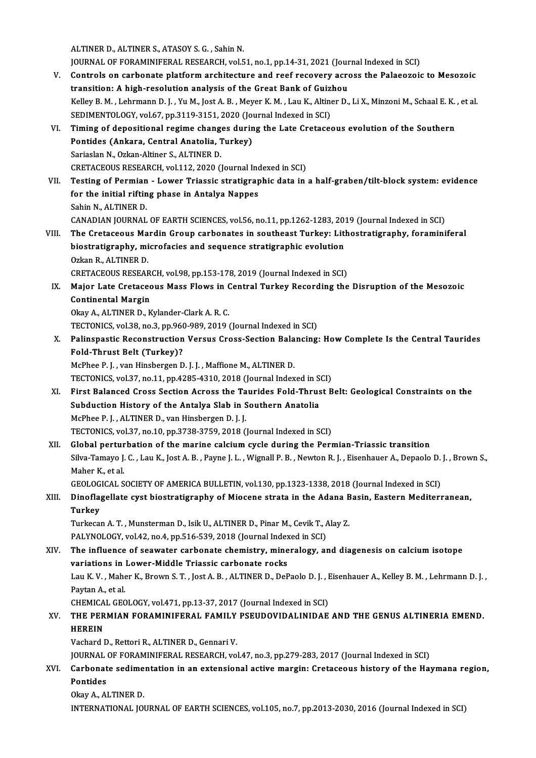ALTINER D., ALTINER S., ATASOY S. G. , Sahin N.
JOURNAL OF FORAMINIFERAL RESEARCH, vol.51, no.1, pp.14-31, 2021 (Journal Indexed in SCI)

V. **Controls on carbonate platform architecture and reef recovery across the Palaeozoic to Mesozoic transition: A high-resolution analysis of the Great Bank of Guizhou**
Kelley B. M. , Lehrmann D. J. , Yu M., Jost A. B. , Meyer K. M. , Lau K., Altiner D., Li X., Minzoni M., Schaal E. K. , et al.
SEDIMENTOLOGY, vol.67, pp.3119-3151, 2020 (Journal Indexed in SCI)

VI. **Timing of depositional regime changes during the Late Cretaceous evolution of the Southern Pontides (Ankara, Central Anatolia, Turkey)**
Sariaslan N., Ozkan-Altiner S., ALTINER D.
CRETACEOUS RESEARCH, vol.112, 2020 (Journal Indexed in SCI)

VII. **Testing of Permian - Lower Triassic stratigraphic data in a half-graben/tilt-block system: evidence for the initial rifting phase in Antalya Nappes**
Sahin N., ALTINER D.
CANADIAN JOURNAL OF EARTH SCIENCES, vol.56, no.11, pp.1262-1283, 2019 (Journal Indexed in SCI)

VIII. **The Cretaceous Mardin Group carbonates in southeast Turkey: Lithostratigraphy, foraminiferal biostratigraphy, microfacies and sequence stratigraphic evolution**
Ozkan R., ALTINER D.
CRETACEOUS RESEARCH, vol.98, pp.153-178, 2019 (Journal Indexed in SCI)

IX. **Major Late Cretaceous Mass Flows in Central Turkey Recording the Disruption of the Mesozoic Continental Margin**
Okay A., ALTINER D., Kylander-Clark A. R. C.
TECTONICS, vol.38, no.3, pp.960-989, 2019 (Journal Indexed in SCI)

X. **Palinspastic Reconstruction Versus Cross-Section Balancing: How Complete Is the Central Taurides Fold-Thrust Belt (Turkey)?**
McPhee P. J. , van Hinsbergen D. J. J. , Maffione M., ALTINER D.
TECTONICS, vol.37, no.11, pp.4285-4310, 2018 (Journal Indexed in SCI)

XI. **First Balanced Cross Section Across the Taurides Fold-Thrust Belt: Geological Constraints on the Subduction History of the Antalya Slab in Southern Anatolia**
McPhee P. J. , ALTINER D., van Hinsbergen D. J. J.
TECTONICS, vol.37, no.10, pp.3738-3759, 2018 (Journal Indexed in SCI)

XII. **Global perturbation of the marine calcium cycle during the Permian-Triassic transition**
Silva-Tamayo J. C. , Lau K., Jost A. B. , Payne J. L. , Wignall P. B. , Newton R. J. , Eisenhauer A., Depaolo D. J. , Brown S., Maher K., et al.
GEOLOGICAL SOCIETY OF AMERICA BULLETIN, vol.130, pp.1323-1338, 2018 (Journal Indexed in SCI)

XIII. **Dinoflagellate cyst biostratigraphy of Miocene strata in the Adana Basin, Eastern Mediterranean, Turkey**
Turkecan A. T. , Munsterman D., Isik U., ALTINER D., Pinar M., Cevik T., Alay Z.
PALYNOLOGY, vol.42, no.4, pp.516-539, 2018 (Journal Indexed in SCI)

XIV. **The influence of seawater carbonate chemistry, mineralogy, and diagenesis on calcium isotope variations in Lower-Middle Triassic carbonate rocks**
Lau K. V. , Maher K., Brown S. T. , Jost A. B. , ALTINER D., DePaolo D. J. , Eisenhauer A., Kelley B. M. , Lehrmann D. J. , Paytan A., et al.
CHEMICAL GEOLOGY, vol.471, pp.13-37, 2017 (Journal Indexed in SCI)

XV. **THE PERMIAN FORAMINIFERAL FAMILY PSEUDOVIDALINIDAE AND THE GENUS ALTINERIA EMEND. HEREIN**
Vachard D., Rettori R., ALTINER D., Gennari V.
JOURNAL OF FORAMINIFERAL RESEARCH, vol.47, no.3, pp.279-283, 2017 (Journal Indexed in SCI)

XVI. **Carbonate sedimentation in an extensional active margin: Cretaceous history of the Haymana region, Pontides**
Okay A., ALTINER D.
INTERNATIONAL JOURNAL OF EARTH SCIENCES, vol.105, no.7, pp.2013-2030, 2016 (Journal Indexed in SCI)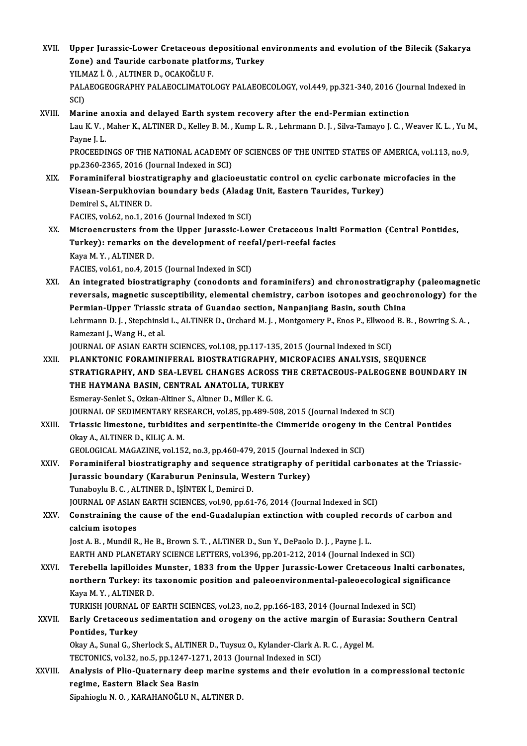XVII. **Upper Jurassic-Lower Cretaceous depositional environments and evolution of the Bilecik (Sakarya Zone) and Tauride carbonate platforms, Turkey**
YILMAZ İ. Ö. , ALTINER D., OCAKOĞLU F.
PALAEOGEOGRAPHY PALAEOCLIMATOLOGY PALAEOECOLOGY, vol.449, pp.321-340, 2016 (Journal Indexed in SCI)

XVIII. **Marine anoxia and delayed Earth system recovery after the end-Permian extinction**
Lau K. V. , Maher K., ALTINER D., Kelley B. M. , Kump L. R. , Lehrmann D. J. , Silva-Tamayo J. C. , Weaver K. L. , Yu M., Payne J. L.
PROCEEDINGS OF THE NATIONAL ACADEMY OF SCIENCES OF THE UNITED STATES OF AMERICA, vol.113, no.9, pp.2360-2365, 2016 (Journal Indexed in SCI)

XIX. **Foraminiferal biostratigraphy and glacioeustatic control on cyclic carbonate microfacies in the Visean-Serpukhovian boundary beds (Aladag Unit, Eastern Taurides, Turkey)**
Demirel S., ALTINER D.
FACIES, vol.62, no.1, 2016 (Journal Indexed in SCI)

XX. **Microencrusters from the Upper Jurassic-Lower Cretaceous Inalti Formation (Central Pontides, Turkey): remarks on the development of reefal/peri-reefal facies**
Kaya M. Y. , ALTINER D.
FACIES, vol.61, no.4, 2015 (Journal Indexed in SCI)

XXI. **An integrated biostratigraphy (conodonts and foraminifers) and chronostratigraphy (paleomagnetic reversals, magnetic susceptibility, elemental chemistry, carbon isotopes and geochronology) for the Permian-Upper Triassic strata of Guandao section, Nanpanjiang Basin, south China**
Lehrmann D. J. , Stepchinski L., ALTINER D., Orchard M. J. , Montgomery P., Enos P., Ellwood B. B. , Bowring S. A. , Ramezani J., Wang H., et al.
JOURNAL OF ASIAN EARTH SCIENCES, vol.108, pp.117-135, 2015 (Journal Indexed in SCI)

XXII. **PLANKTONIC FORAMINIFERAL BIOSTRATIGRAPHY, MICROFACIES ANALYSIS, SEQUENCE STRATIGRAPHY, AND SEA-LEVEL CHANGES ACROSS THE CRETACEOUS-PALEOGENE BOUNDARY IN THE HAYMANA BASIN, CENTRAL ANATOLIA, TURKEY**
Esmeray-Senlet S., Ozkan-Altiner S., Altıner D., Miller K. G.
JOURNAL OF SEDIMENTARY RESEARCH, vol.85, pp.489-508, 2015 (Journal Indexed in SCI)

XXIII. **Triassic limestone, turbidites and serpentinite-the Cimmeride orogeny in the Central Pontides**
Okay A., ALTINER D., KILIÇ A. M.
GEOLOGICAL MAGAZINE, vol.152, no.3, pp.460-479, 2015 (Journal Indexed in SCI)

XXIV. **Foraminiferal biostratigraphy and sequence stratigraphy of peritidal carbonates at the Triassic-Jurassic boundary (Karaburun Peninsula, Western Turkey)**
Tunaboylu B. C. , ALTINER D., İŞİNTEK İ., Demirci D.
JOURNAL OF ASIAN EARTH SCIENCES, vol.90, pp.61-76, 2014 (Journal Indexed in SCI)

XXV. **Constraining the cause of the end-Guadalupian extinction with coupled records of carbon and calcium isotopes**
Jost A. B. , Mundil R., He B., Brown S. T. , ALTINER D., Sun Y., DePaolo D. J. , Payne J. L.
EARTH AND PLANETARY SCIENCE LETTERS, vol.396, pp.201-212, 2014 (Journal Indexed in SCI)

XXVI. **Terebella lapilloides Munster, 1833 from the Upper Jurassic-Lower Cretaceous Inalti carbonates, northern Turkey: its taxonomic position and paleoenvironmental-paleoecological significance**
Kaya M. Y. , ALTINER D.
TURKISH JOURNAL OF EARTH SCIENCES, vol.23, no.2, pp.166-183, 2014 (Journal Indexed in SCI)

XXVII. **Early Cretaceous sedimentation and orogeny on the active margin of Eurasia: Southern Central Pontides, Turkey**
Okay A., Sunal G., Sherlock S., ALTINER D., Tuysuz O., Kylander-Clark A. R. C. , Aygel M.
TECTONICS, vol.32, no.5, pp.1247-1271, 2013 (Journal Indexed in SCI)

XXVIII. **Analysis of Plio-Quaternary deep marine systems and their evolution in a compressional tectonic regime, Eastern Black Sea Basin**
Sipahioglu N. O. , KARAHANOĞLU N., ALTINER D.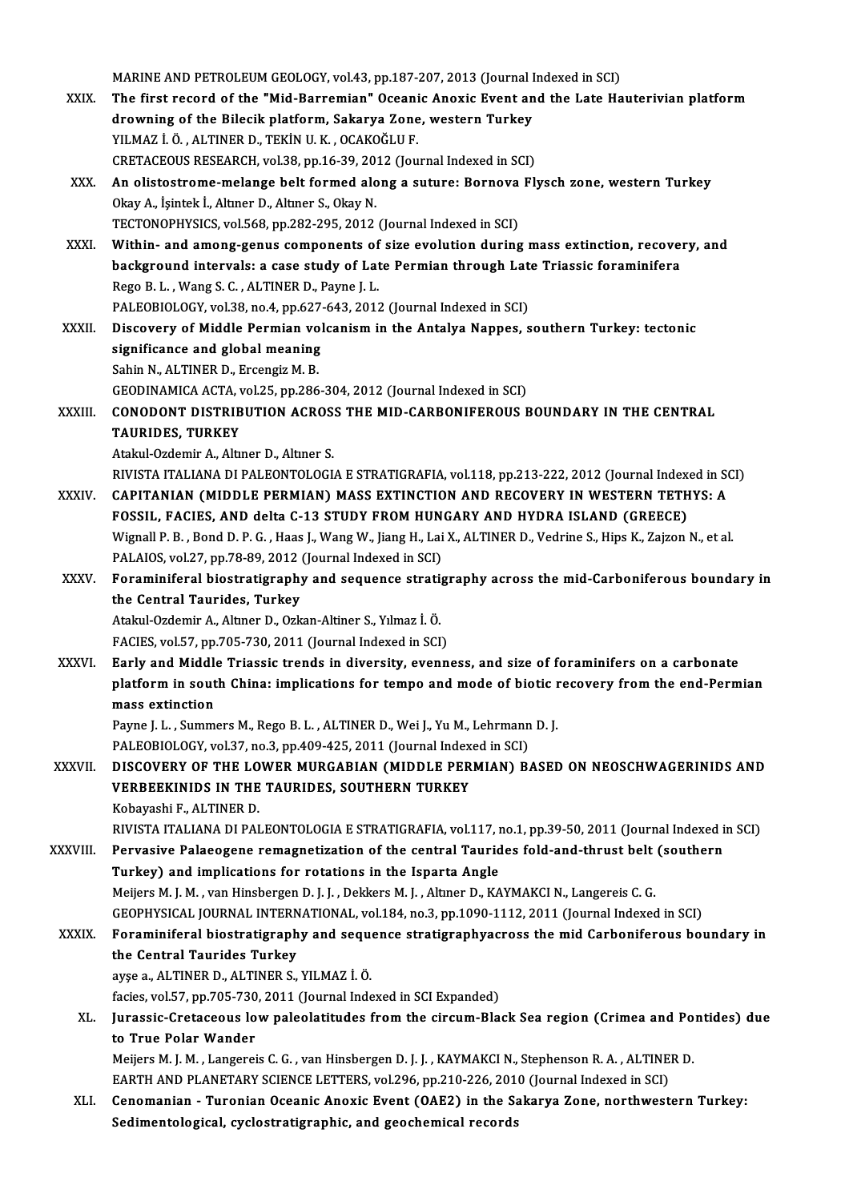MARINE AND PETROLEUM GEOLOGY, vol.43, pp.187-207, 2013 (Journal Indexed in SCI)

XXIX. **The first record of the "Mid-Barremian" Oceanic Anoxic Event and the Late Hauterivian platform drowning of the Bilecik platform, Sakarya Zone, western Turkey**
YILMAZ İ. Ö. , ALTINER D., TEKİN U. K. , OCAKOĞLU F.
CRETACEOUS RESEARCH, vol.38, pp.16-39, 2012 (Journal Indexed in SCI)

XXX. **An olistostrome-melange belt formed along a suture: Bornova Flysch zone, western Turkey**
Okay A., İşintek İ., Altıner D., Altıner S., Okay N.
TECTONOPHYSICS, vol.568, pp.282-295, 2012 (Journal Indexed in SCI)

XXXI. **Within- and among-genus components of size evolution during mass extinction, recovery, and background intervals: a case study of Late Permian through Late Triassic foraminifera**
Rego B. L. , Wang S. C. , ALTINER D., Payne J. L.
PALEOBIOLOGY, vol.38, no.4, pp.627-643, 2012 (Journal Indexed in SCI)

XXXII. **Discovery of Middle Permian volcanism in the Antalya Nappes, southern Turkey: tectonic significance and global meaning**
Sahin N., ALTINER D., Ercengiz M. B.
GEODINAMICA ACTA, vol.25, pp.286-304, 2012 (Journal Indexed in SCI)

XXXIII. **CONODONT DISTRIBUTION ACROSS THE MID-CARBONIFEROUS BOUNDARY IN THE CENTRAL TAURIDES, TURKEY**
Atakul-Ozdemir A., Altıner D., Altıner S.
RIVISTA ITALIANA DI PALEONTOLOGIA E STRATIGRAFIA, vol.118, pp.213-222, 2012 (Journal Indexed in SCI)

XXXIV. **CAPITANIAN (MIDDLE PERMIAN) MASS EXTINCTION AND RECOVERY IN WESTERN TETHYS: A FOSSIL, FACIES, AND delta C-13 STUDY FROM HUNGARY AND HYDRA ISLAND (GREECE)**
Wignall P. B. , Bond D. P. G. , Haas J., Wang W., Jiang H., Lai X., ALTINER D., Vedrine S., Hips K., Zajzon N., et al.
PALAIOS, vol.27, pp.78-89, 2012 (Journal Indexed in SCI)

XXXV. **Foraminiferal biostratigraphy and sequence stratigraphy across the mid-Carboniferous boundary in the Central Taurides, Turkey**
Atakul-Ozdemir A., Altıner D., Ozkan-Altiner S., Yılmaz İ. Ö.
FACIES, vol.57, pp.705-730, 2011 (Journal Indexed in SCI)

XXXVI. **Early and Middle Triassic trends in diversity, evenness, and size of foraminifers on a carbonate platform in south China: implications for tempo and mode of biotic recovery from the end-Permian mass extinction**
Payne J. L. , Summers M., Rego B. L. , ALTINER D., Wei J., Yu M., Lehrmann D. J.
PALEOBIOLOGY, vol.37, no.3, pp.409-425, 2011 (Journal Indexed in SCI)

XXXVII. **DISCOVERY OF THE LOWER MURGABIAN (MIDDLE PERMIAN) BASED ON NEOSCHWAGERINIDS AND VERBEEKINIDS IN THE TAURIDES, SOUTHERN TURKEY**
Kobayashi F., ALTINER D.
RIVISTA ITALIANA DI PALEONTOLOGIA E STRATIGRAFIA, vol.117, no.1, pp.39-50, 2011 (Journal Indexed in SCI)

XXXVIII. **Pervasive Palaeogene remagnetization of the central Taurides fold-and-thrust belt (southern Turkey) and implications for rotations in the Isparta Angle**
Meijers M. J. M. , van Hinsbergen D. J. J. , Dekkers M. J. , Altıner D., KAYMAKCI N., Langereis C. G.
GEOPHYSICAL JOURNAL INTERNATIONAL, vol.184, no.3, pp.1090-1112, 2011 (Journal Indexed in SCI)

XXXIX. **Foraminiferal biostratigraphy and sequence stratigraphyacross the mid Carboniferous boundary in the Central Taurides Turkey**
ayşe a., ALTINER D., ALTINER S., YILMAZ İ. Ö.
facies, vol.57, pp.705-730, 2011 (Journal Indexed in SCI Expanded)

XL. **Jurassic-Cretaceous low paleolatitudes from the circum-Black Sea region (Crimea and Pontides) due to True Polar Wander**
Meijers M. J. M. , Langereis C. G. , van Hinsbergen D. J. J. , KAYMAKCI N., Stephenson R. A. , ALTINER D.
EARTH AND PLANETARY SCIENCE LETTERS, vol.296, pp.210-226, 2010 (Journal Indexed in SCI)

XLI. **Cenomanian - Turonian Oceanic Anoxic Event (OAE2) in the Sakarya Zone, northwestern Turkey: Sedimentological, cyclostratigraphic, and geochemical records**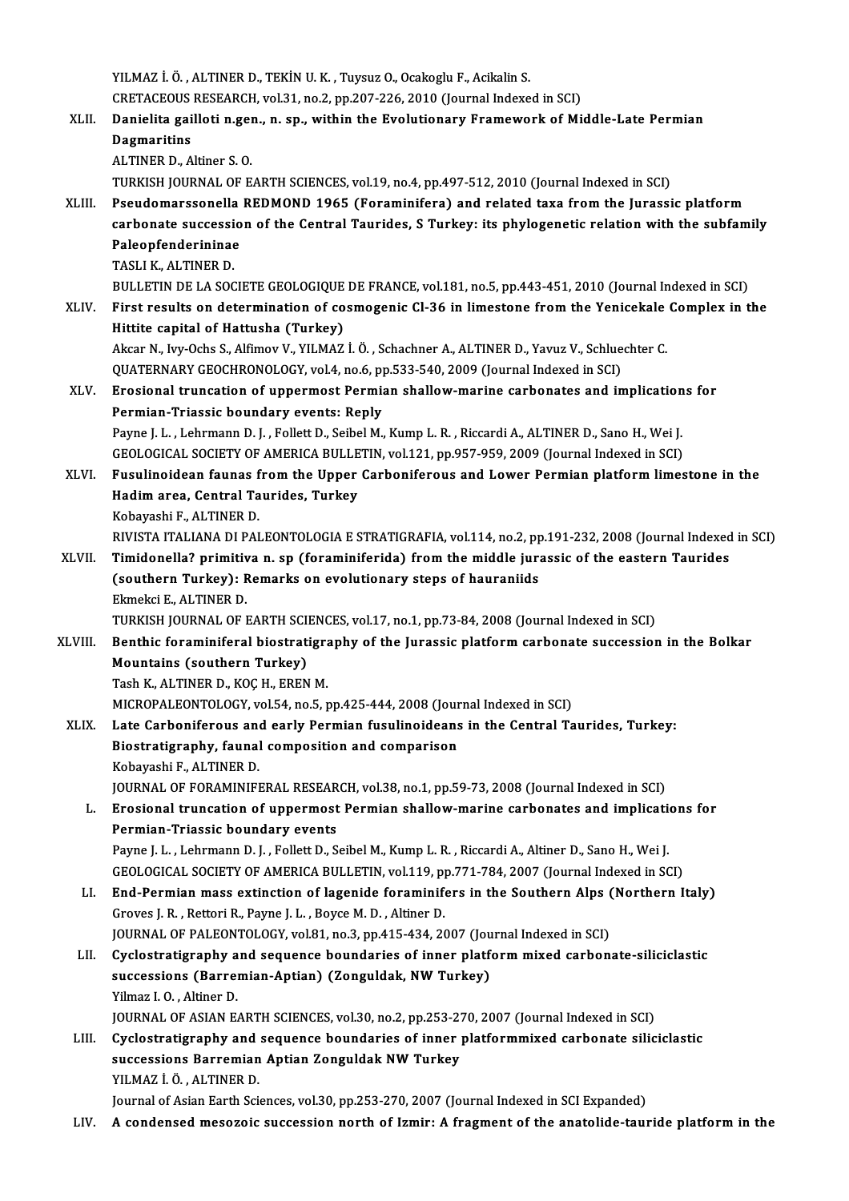YILMAZ İ. Ö. , ALTINER D., TEKİN U. K. , Tuysuz O., Ocakoglu F., Acikalin S.
CRETACEOUS RESEARCH, vol.31, no.2, pp.207-226, 2010 (Journal Indexed in SCI)

XLII. **Danielita gailloti n.gen., n. sp., within the Evolutionary Framework of Middle-Late Permian Dagmaritins**
ALTINER D., Altiner S. O.
TURKISH JOURNAL OF EARTH SCIENCES, vol.19, no.4, pp.497-512, 2010 (Journal Indexed in SCI)

XLIII. **Pseudomarssonella REDMOND 1965 (Foraminifera) and related taxa from the Jurassic platform carbonate succession of the Central Taurides, S Turkey: its phylogenetic relation with the subfamily Paleopfendererininae**
TASLI K., ALTINER D.
BULLETIN DE LA SOCIETE GEOLOGIQUE DE FRANCE, vol.181, no.5, pp.443-451, 2010 (Journal Indexed in SCI)

XLIV. **First results on determination of cosmogenic Cl-36 in limestone from the Yenicekale Complex in the Hittite capital of Hattusha (Turkey)**
Akcar N., Ivy-Ochs S., Alfimov V., YILMAZ İ. Ö. , Schachner A., ALTINER D., Yavuz V., Schluechter C.
QUATERNARY GEOCHRONOLOGY, vol.4, no.6, pp.533-540, 2009 (Journal Indexed in SCI)

XLV. **Erosional truncation of uppermost Permian shallow-marine carbonates and implications for Permian-Triassic boundary events: Reply**
Payne J. L. , Lehrmann D. J. , Follett D., Seibel M., Kump L. R. , Riccardi A., ALTINER D., Sano H., Wei J.
GEOLOGICAL SOCIETY OF AMERICA BULLETIN, vol.121, pp.957-959, 2009 (Journal Indexed in SCI)

XLVI. **Fusulinoidean faunas from the Upper Carboniferous and Lower Permian platform limestone in the Hadim area, Central Taurides, Turkey**
Kobayashi F., ALTINER D.
RIVISTA ITALIANA DI PALEONTOLOGIA E STRATIGRAFIA, vol.114, no.2, pp.191-232, 2008 (Journal Indexed in SCI)

XLVII. **Timidonella? primitiva n. sp (foraminiferida) from the middle jurassic of the eastern Taurides (southern Turkey): Remarks on evolutionary steps of hauraniids**
Ekmekci E., ALTINER D.
TURKISH JOURNAL OF EARTH SCIENCES, vol.17, no.1, pp.73-84, 2008 (Journal Indexed in SCI)

XLVIII. **Benthic foraminiferal biostratigraphy of the Jurassic platform carbonate succession in the Bolkar Mountains (southern Turkey)**
Tash K., ALTINER D., KOÇ H., EREN M.
MICROPALEONTOLOGY, vol.54, no.5, pp.425-444, 2008 (Journal Indexed in SCI)

XLIX. **Late Carboniferous and early Permian fusulinoideans in the Central Taurides, Turkey: Biostratigraphy, faunal composition and comparison**
Kobayashi F., ALTINER D.
JOURNAL OF FORAMINIFERAL RESEARCH, vol.38, no.1, pp.59-73, 2008 (Journal Indexed in SCI)

L. **Erosional truncation of uppermost Permian shallow-marine carbonates and implications for Permian-Triassic boundary events**
Payne J. L. , Lehrmann D. J. , Follett D., Seibel M., Kump L. R. , Riccardi A., Altiner D., Sano H., Wei J.
GEOLOGICAL SOCIETY OF AMERICA BULLETIN, vol.119, pp.771-784, 2007 (Journal Indexed in SCI)

LI. **End-Permian mass extinction of lagenide foraminifers in the Southern Alps (Northern Italy)**
Groves J. R. , Rettori R., Payne J. L. , Boyce M. D. , Altiner D.
JOURNAL OF PALEONTOLOGY, vol.81, no.3, pp.415-434, 2007 (Journal Indexed in SCI)

LII. **Cyclostratigraphy and sequence boundaries of inner platform mixed carbonate-siliciclastic successions (Barremian-Aptian) (Zonguldak, NW Turkey)**
Yilmaz I. O. , Altiner D.
JOURNAL OF ASIAN EARTH SCIENCES, vol.30, no.2, pp.253-270, 2007 (Journal Indexed in SCI)

LIII. **Cyclostratigraphy and sequence boundaries of inner platformmixed carbonate siliciclastic successions Barremian Aptian Zonguldak NW Turkey**
YILMAZ İ. Ö. , ALTINER D.
Journal of Asian Earth Sciences, vol.30, pp.253-270, 2007 (Journal Indexed in SCI Expanded)

LIV. **A condensed mesozoic succession north of Izmir: A fragment of the anatolide-tauride platform in the**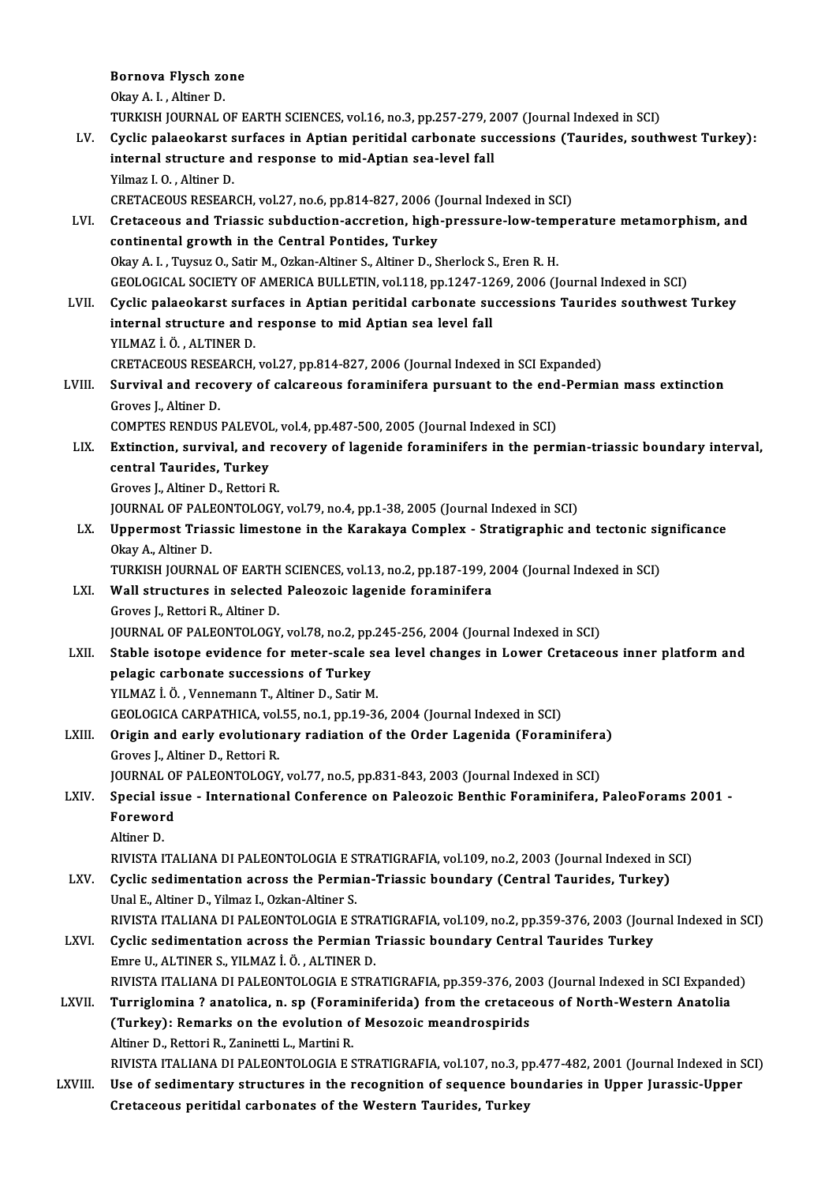Bornova Flysch zone
Okay A. I. , Altiner D.
TURKISH JOURNAL OF EARTH SCIENCES, vol.16, no.3, pp.257-279, 2007 (Journal Indexed in SCI)

LV. **Cyclic palaeokarst surfaces in Aptian peritidal carbonate successions (Taurides, southwest Turkey): internal structure and response to mid-Aptian sea-level fall**
Yilmaz I. O. , Altiner D.
CRETACEOUS RESEARCH, vol.27, no.6, pp.814-827, 2006 (Journal Indexed in SCI)

LVI. **Cretaceous and Triassic subduction-accretion, high-pressure-low-temperature metamorphism, and continental growth in the Central Pontides, Turkey**
Okay A. I. , Tuysuz O., Satir M., Ozkan-Altiner S., Altiner D., Sherlock S., Eren R. H.
GEOLOGICAL SOCIETY OF AMERICA BULLETIN, vol.118, pp.1247-1269, 2006 (Journal Indexed in SCI)

LVII. **Cyclic palaeokarst surfaces in Aptian peritidal carbonate successions Taurides southwest Turkey internal structure and response to mid Aptian sea level fall**
YILMAZ İ. Ö. , ALTINER D.
CRETACEOUS RESEARCH, vol.27, pp.814-827, 2006 (Journal Indexed in SCI Expanded)

LVIII. **Survival and recovery of calcareous foraminifera pursuant to the end-Permian mass extinction**
Groves J., Altiner D.
COMPTES RENDUS PALEVOL, vol.4, pp.487-500, 2005 (Journal Indexed in SCI)

LIX. **Extinction, survival, and recovery of lagenide foraminifers in the permian-triassic boundary interval, central Taurides, Turkey**
Groves J., Altiner D., Rettori R.
JOURNAL OF PALEONTOLOGY, vol.79, no.4, pp.1-38, 2005 (Journal Indexed in SCI)

LX. **Uppermost Triassic limestone in the Karakaya Complex - Stratigraphic and tectonic significance**
Okay A., Altiner D.
TURKISH JOURNAL OF EARTH SCIENCES, vol.13, no.2, pp.187-199, 2004 (Journal Indexed in SCI)

LXI. **Wall structures in selected Paleozoic lagenide foraminifera**
Groves J., Rettori R., Altiner D.
JOURNAL OF PALEONTOLOGY, vol.78, no.2, pp.245-256, 2004 (Journal Indexed in SCI)

LXII. **Stable isotope evidence for meter-scale sea level changes in Lower Cretaceous inner platform and pelagic carbonate successions of Turkey**
YILMAZ İ. Ö. , Vennemann T., Altiner D., Satir M.
GEOLOGICA CARPATHICA, vol.55, no.1, pp.19-36, 2004 (Journal Indexed in SCI)

LXIII. **Origin and early evolutionary radiation of the Order Lagenida (Foraminifera)**
Groves J., Altiner D., Rettori R.
JOURNAL OF PALEONTOLOGY, vol.77, no.5, pp.831-843, 2003 (Journal Indexed in SCI)

LXIV. **Special issue - International Conference on Paleozoic Benthic Foraminifera, PaleoForams 2001 - Foreword**
Altiner D.
RIVISTA ITALIANA DI PALEONTOLOGIA E STRATIGRAFIA, vol.109, no.2, 2003 (Journal Indexed in SCI)

LXV. **Cyclic sedimentation across the Permian-Triassic boundary (Central Taurides, Turkey)**
Unal E., Altiner D., Yilmaz I., Ozkan-Altiner S.
RIVISTA ITALIANA DI PALEONTOLOGIA E STRATIGRAFIA, vol.109, no.2, pp.359-376, 2003 (Journal Indexed in SCI)

LXVI. **Cyclic sedimentation across the Permian Triassic boundary Central Taurides Turkey**
Emre U., ALTINER S., YILMAZ İ. Ö. , ALTINER D.
RIVISTA ITALIANA DI PALEONTOLOGIA E STRATIGRAFIA, pp.359-376, 2003 (Journal Indexed in SCI Expanded)

LXVII. **Turriglomina ? anatolica, n. sp (Foraminiferida) from the cretaceous of North-Western Anatolia (Turkey): Remarks on the evolution of Mesozoic meandrospirids**
Altiner D., Rettori R., Zaninetti L., Martini R.
RIVISTA ITALIANA DI PALEONTOLOGIA E STRATIGRAFIA, vol.107, no.3, pp.477-482, 2001 (Journal Indexed in SCI)

LXVIII. **Use of sedimentary structures in the recognition of sequence boundaries in Upper Jurassic-Upper Cretaceous peritidal carbonates of the Western Taurides, Turkey**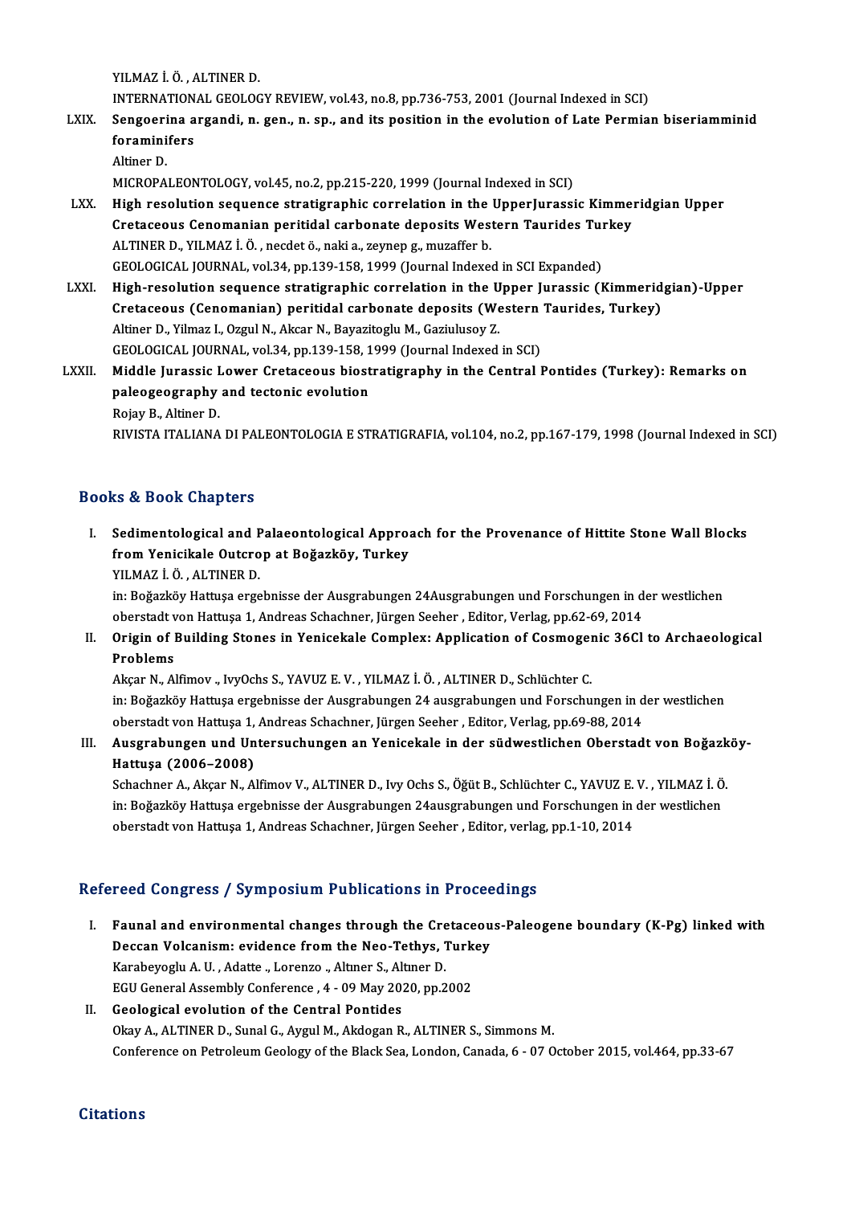YILMAZ İ. Ö. , ALTINER D.
INTERNATIONAL GEOLOGY REVIEW, vol.43, no.8, pp.736-753, 2001 (Journal Indexed in SCI)

LXIX. **Sengoerina argandi, n. gen., n. sp., and its position in the evolution of Late Permian biseriamminid foraminifers**
Altiner D.
MICROPALEONTOLOGY, vol.45, no.2, pp.215-220, 1999 (Journal Indexed in SCI)

LXX. **High resolution sequence stratigraphic correlation in the UpperJurassic Kimmeridgian Upper Cretaceous Cenomanian peritidal carbonate deposits Western Taurides Turkey**
ALTINER D., YILMAZ İ. Ö. , necdet ö., naki a., zeynep g., muzaffer b.
GEOLOGICAL JOURNAL, vol.34, pp.139-158, 1999 (Journal Indexed in SCI Expanded)

LXXI. **High-resolution sequence stratigraphic correlation in the Upper Jurassic (Kimmeridgian)-Upper Cretaceous (Cenomanian) peritidal carbonate deposits (Western Taurides, Turkey)**
Altiner D., Yilmaz I., Ozgul N., Akcar N., Bayazitoglu M., Gaziulusoy Z.
GEOLOGICAL JOURNAL, vol.34, pp.139-158, 1999 (Journal Indexed in SCI)

LXXII. **Middle Jurassic Lower Cretaceous biostratigraphy in the Central Pontides (Turkey): Remarks on paleogeography and tectonic evolution**
Rojay B., Altiner D.
RIVISTA ITALIANA DI PALEONTOLOGIA E STRATIGRAFIA, vol.104, no.2, pp.167-179, 1998 (Journal Indexed in SCI)

## Books & Book Chapters

I. **Sedimentological and Palaeontological Approach for the Provenance of Hittite Stone Wall Blocks from Yenicikale Outcrop at Boğazköy, Turkey**
YILMAZ İ. Ö. , ALTINER D.
in: Boğazköy Hattuşa ergebnisse der Ausgrabungen 24Ausgrabungen und Forschungen in der westlichen oberstadt von Hattuşa 1, Andreas Schachner, Jürgen Seeher , Editor, Verlag, pp.62-69, 2014

II. **Origin of Building Stones in Yenicekale Complex: Application of Cosmogenic 36Cl to Archaeological Problems**
Akçar N., Alfimov ., IvyOchs S., YAVUZ E. V. , YILMAZ İ. Ö. , ALTINER D., Schlüchter C.
in: Boğazköy Hattuşa ergebnisse der Ausgrabungen 24 ausgrabungen und Forschungen in der westlichen oberstadt von Hattuşa 1, Andreas Schachner, Jürgen Seeher , Editor, Verlag, pp.69-88, 2014

III. **Ausgrabungen und Untersuchungen an Yenicekale in der südwestlichen Oberstadt von Boğazköy-Hattuşa (2006–2008)**
Schachner A., Akçar N., Alfimov V., ALTINER D., Ivy Ochs S., Öğüt B., Schlüchter C., YAVUZ E. V. , YILMAZ İ. Ö.
in: Boğazköy Hattuşa ergebnisse der Ausgrabungen 24ausgrabungen und Forschungen in der westlichen oberstadt von Hattuşa 1, Andreas Schachner, Jürgen Seeher , Editor, verlag, pp.1-10, 2014

## Refereed Congress / Symposium Publications in Proceedings

I. **Faunal and environmental changes through the Cretaceous-Paleogene boundary (K-Pg) linked with Deccan Volcanism: evidence from the Neo-Tethys, Turkey**
Karabeyoglu A. U. , Adatte ., Lorenzo ., Altıner S., Altıner D.
EGU General Assembly Conference , 4 - 09 May 2020, pp.2002

II. **Geological evolution of the Central Pontides**
Okay A., ALTINER D., Sunal G., Aygul M., Akdogan R., ALTINER S., Simmons M.
Conference on Petroleum Geology of the Black Sea, London, Canada, 6 - 07 October 2015, vol.464, pp.33-67

## Citations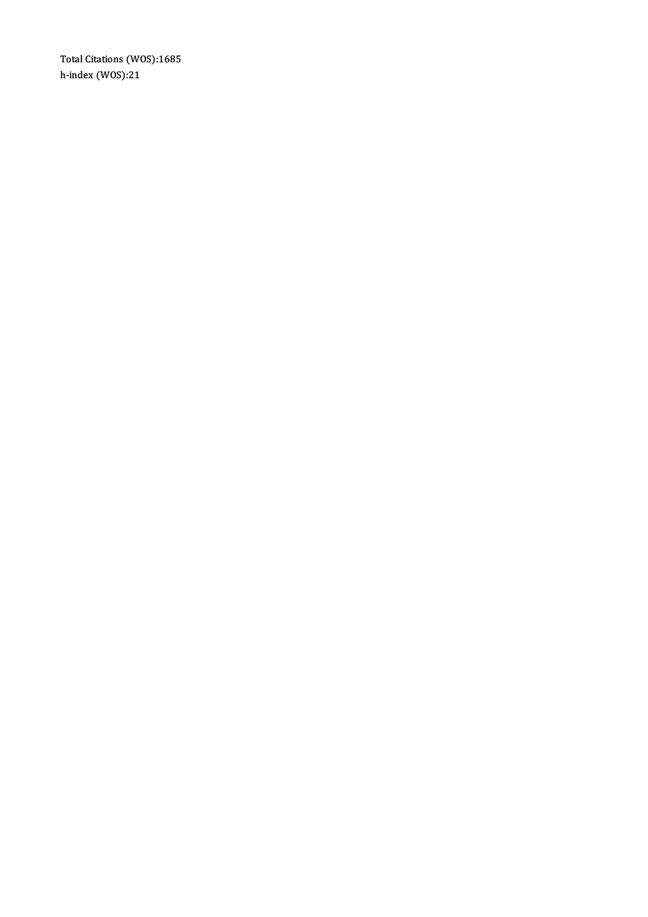Total Citations (WOS):1685
h-index (WOS):21